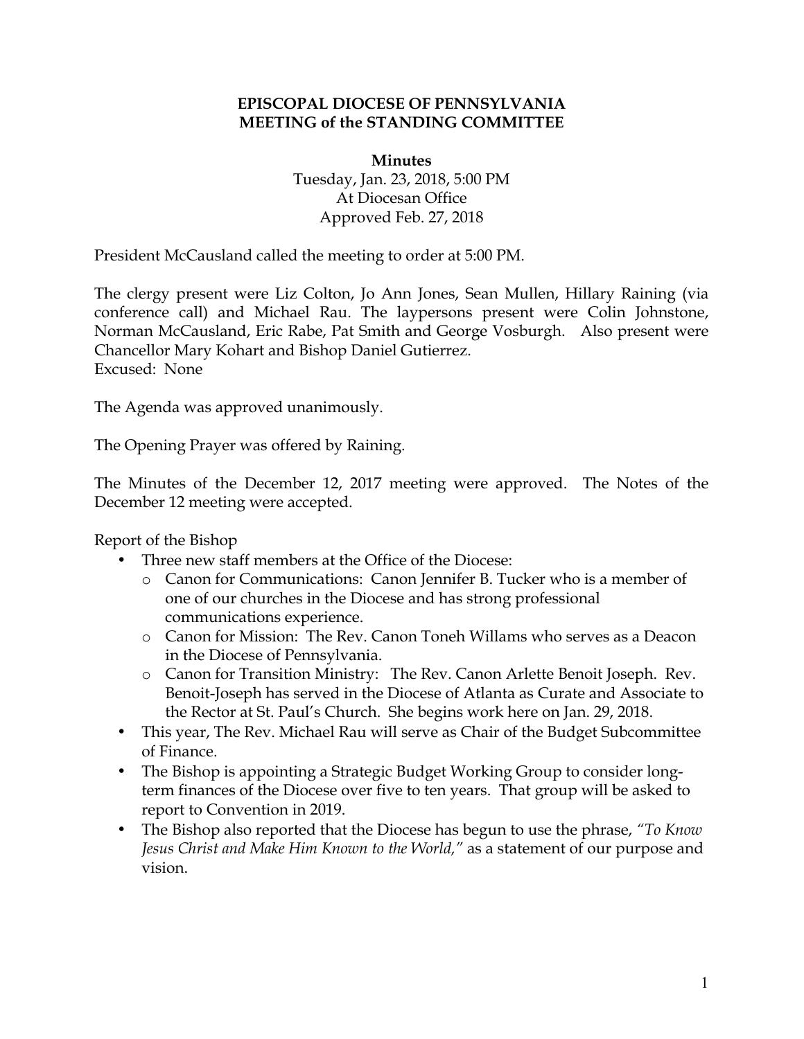**EPISCOPAL DIOCESE OF PENNSYLVANIA**
**MEETING of the STANDING COMMITTEE**

**Minutes**
Tuesday, Jan. 23, 2018, 5:00 PM
At Diocesan Office
Approved Feb. 27, 2018

President McCausland called the meeting to order at 5:00 PM.

The clergy present were Liz Colton, Jo Ann Jones, Sean Mullen, Hillary Raining (via conference call) and Michael Rau. The laypersons present were Colin Johnstone, Norman McCausland, Eric Rabe, Pat Smith and George Vosburgh. Also present were Chancellor Mary Kohart and Bishop Daniel Gutierrez.
Excused: None

The Agenda was approved unanimously.

The Opening Prayer was offered by Raining.

The Minutes of the December 12, 2017 meeting were approved. The Notes of the December 12 meeting were accepted.

Report of the Bishop

- Three new staff members at the Office of the Diocese:
  - Canon for Communications: Canon Jennifer B. Tucker who is a member of one of our churches in the Diocese and has strong professional communications experience.
  - Canon for Mission: The Rev. Canon Toneh Willams who serves as a Deacon in the Diocese of Pennsylvania.
  - Canon for Transition Ministry: The Rev. Canon Arlette Benoit Joseph. Rev. Benoit-Joseph has served in the Diocese of Atlanta as Curate and Associate to the Rector at St. Paul's Church. She begins work here on Jan. 29, 2018.
- This year, The Rev. Michael Rau will serve as Chair of the Budget Subcommittee of Finance.
- The Bishop is appointing a Strategic Budget Working Group to consider long-term finances of the Diocese over five to ten years. That group will be asked to report to Convention in 2019.
- The Bishop also reported that the Diocese has begun to use the phrase, *"To Know Jesus Christ and Make Him Known to the World,"* as a statement of our purpose and vision.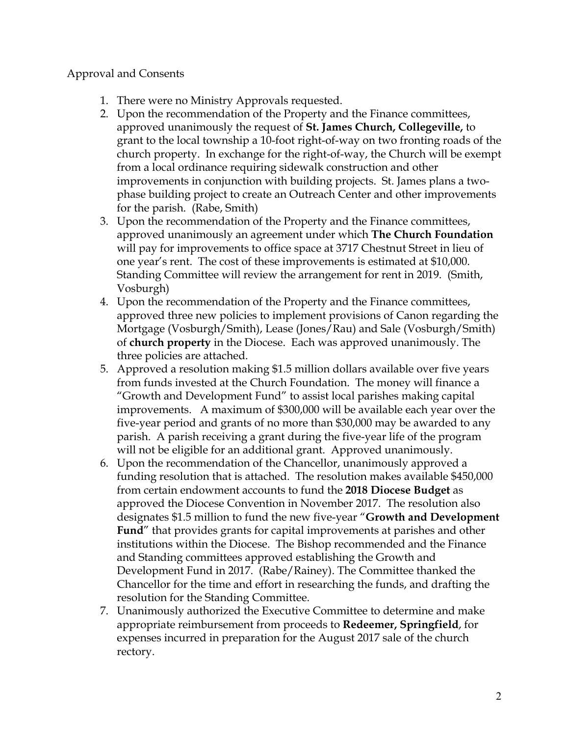Approval and Consents

1. There were no Ministry Approvals requested.
2. Upon the recommendation of the Property and the Finance committees, approved unanimously the request of **St. James Church, Collegeville,** to grant to the local township a 10-foot right-of-way on two fronting roads of the church property. In exchange for the right-of-way, the Church will be exempt from a local ordinance requiring sidewalk construction and other improvements in conjunction with building projects. St. James plans a two-phase building project to create an Outreach Center and other improvements for the parish. (Rabe, Smith)
3. Upon the recommendation of the Property and the Finance committees, approved unanimously an agreement under which **The Church Foundation** will pay for improvements to office space at 3717 Chestnut Street in lieu of one year's rent. The cost of these improvements is estimated at $10,000. Standing Committee will review the arrangement for rent in 2019. (Smith, Vosburgh)
4. Upon the recommendation of the Property and the Finance committees, approved three new policies to implement provisions of Canon regarding the Mortgage (Vosburgh/Smith), Lease (Jones/Rau) and Sale (Vosburgh/Smith) of **church property** in the Diocese. Each was approved unanimously. The three policies are attached.
5. Approved a resolution making $1.5 million dollars available over five years from funds invested at the Church Foundation. The money will finance a "Growth and Development Fund" to assist local parishes making capital improvements. A maximum of $300,000 will be available each year over the five-year period and grants of no more than $30,000 may be awarded to any parish. A parish receiving a grant during the five-year life of the program will not be eligible for an additional grant. Approved unanimously.
6. Upon the recommendation of the Chancellor, unanimously approved a funding resolution that is attached. The resolution makes available $450,000 from certain endowment accounts to fund the **2018 Diocese Budget** as approved the Diocese Convention in November 2017. The resolution also designates $1.5 million to fund the new five-year "**Growth and Development Fund**" that provides grants for capital improvements at parishes and other institutions within the Diocese. The Bishop recommended and the Finance and Standing committees approved establishing the Growth and Development Fund in 2017. (Rabe/Rainey). The Committee thanked the Chancellor for the time and effort in researching the funds, and drafting the resolution for the Standing Committee.
7. Unanimously authorized the Executive Committee to determine and make appropriate reimbursement from proceeds to **Redeemer, Springfield**, for expenses incurred in preparation for the August 2017 sale of the church rectory.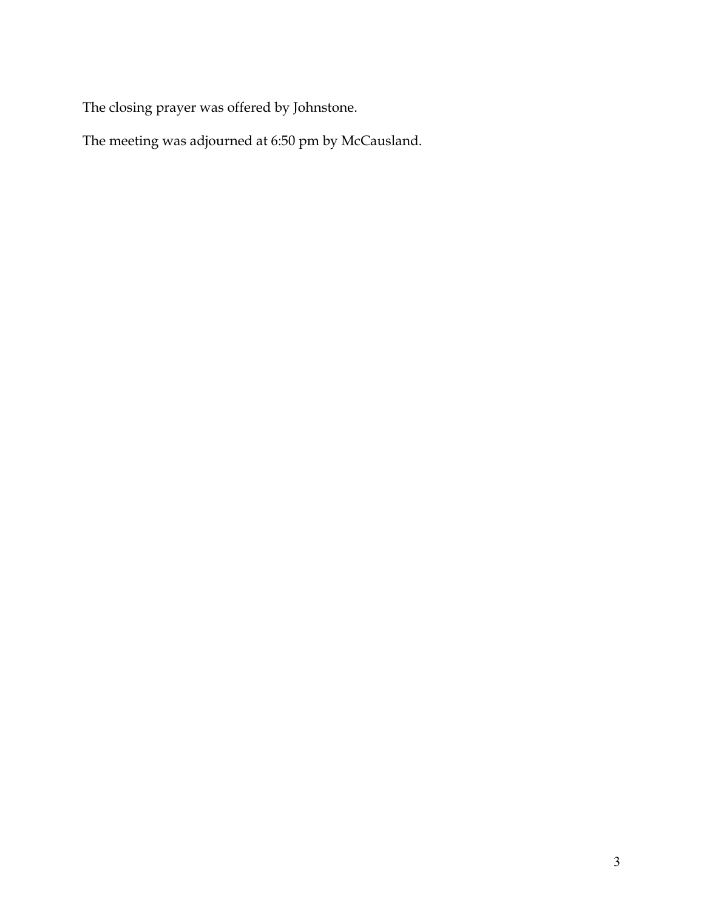The closing prayer was offered by Johnstone.

The meeting was adjourned at 6:50 pm by McCausland.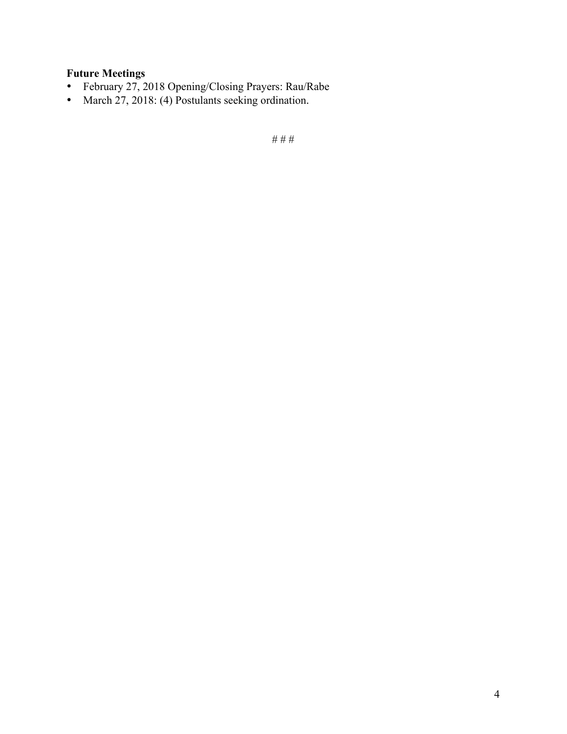**Future Meetings**

- February 27, 2018 Opening/Closing Prayers: Rau/Rabe
- March 27, 2018: (4) Postulants seeking ordination.

# # #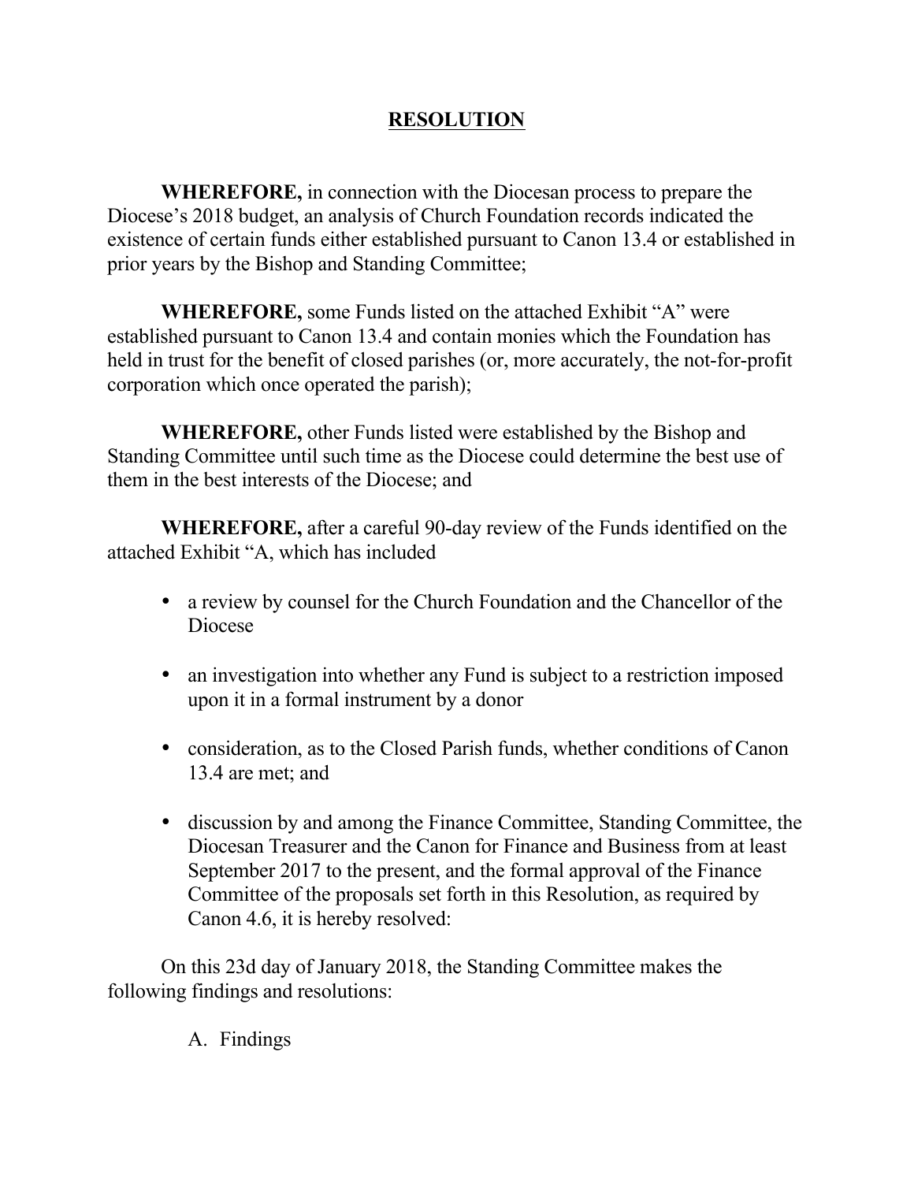# RESOLUTION

**WHEREFORE,** in connection with the Diocesan process to prepare the Diocese's 2018 budget, an analysis of Church Foundation records indicated the existence of certain funds either established pursuant to Canon 13.4 or established in prior years by the Bishop and Standing Committee;

**WHEREFORE,** some Funds listed on the attached Exhibit "A" were established pursuant to Canon 13.4 and contain monies which the Foundation has held in trust for the benefit of closed parishes (or, more accurately, the not-for-profit corporation which once operated the parish);

**WHEREFORE,** other Funds listed were established by the Bishop and Standing Committee until such time as the Diocese could determine the best use of them in the best interests of the Diocese; and

**WHEREFORE,** after a careful 90-day review of the Funds identified on the attached Exhibit "A, which has included

- a review by counsel for the Church Foundation and the Chancellor of the Diocese
- an investigation into whether any Fund is subject to a restriction imposed upon it in a formal instrument by a donor
- consideration, as to the Closed Parish funds, whether conditions of Canon 13.4 are met; and
- discussion by and among the Finance Committee, Standing Committee, the Diocesan Treasurer and the Canon for Finance and Business from at least September 2017 to the present, and the formal approval of the Finance Committee of the proposals set forth in this Resolution, as required by Canon 4.6, it is hereby resolved:

On this 23d day of January 2018, the Standing Committee makes the following findings and resolutions:

A. Findings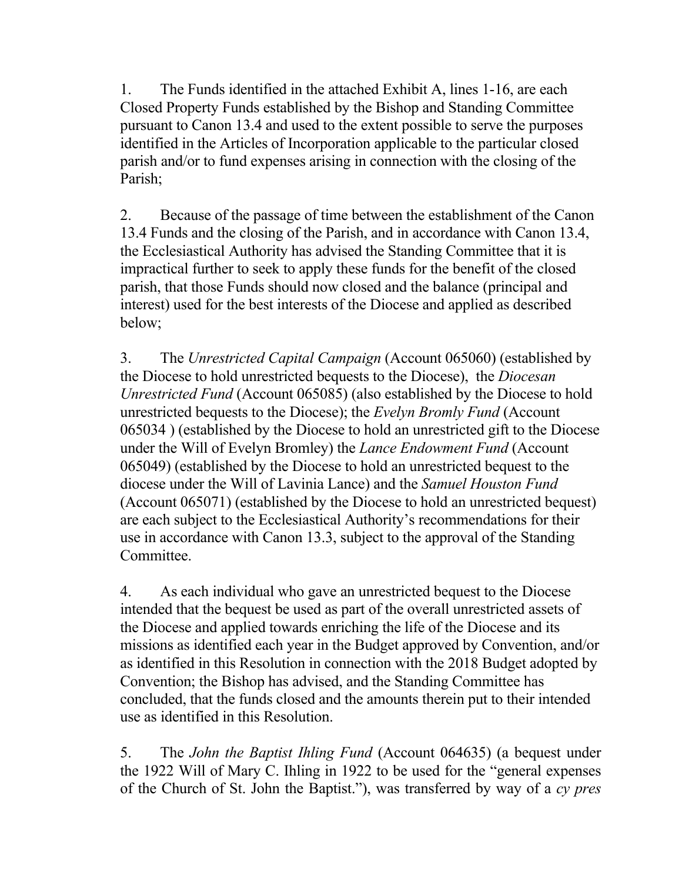1. The Funds identified in the attached Exhibit A, lines 1-16, are each Closed Property Funds established by the Bishop and Standing Committee pursuant to Canon 13.4 and used to the extent possible to serve the purposes identified in the Articles of Incorporation applicable to the particular closed parish and/or to fund expenses arising in connection with the closing of the Parish;

2. Because of the passage of time between the establishment of the Canon 13.4 Funds and the closing of the Parish, and in accordance with Canon 13.4, the Ecclesiastical Authority has advised the Standing Committee that it is impractical further to seek to apply these funds for the benefit of the closed parish, that those Funds should now closed and the balance (principal and interest) used for the best interests of the Diocese and applied as described below;

3. The *Unrestricted Capital Campaign* (Account 065060) (established by the Diocese to hold unrestricted bequests to the Diocese), the *Diocesan Unrestricted Fund* (Account 065085) (also established by the Diocese to hold unrestricted bequests to the Diocese); the *Evelyn Bromly Fund* (Account 065034 ) (established by the Diocese to hold an unrestricted gift to the Diocese under the Will of Evelyn Bromley) the *Lance Endowment Fund* (Account 065049) (established by the Diocese to hold an unrestricted bequest to the diocese under the Will of Lavinia Lance) and the *Samuel Houston Fund* (Account 065071) (established by the Diocese to hold an unrestricted bequest) are each subject to the Ecclesiastical Authority's recommendations for their use in accordance with Canon 13.3, subject to the approval of the Standing Committee.

4. As each individual who gave an unrestricted bequest to the Diocese intended that the bequest be used as part of the overall unrestricted assets of the Diocese and applied towards enriching the life of the Diocese and its missions as identified each year in the Budget approved by Convention, and/or as identified in this Resolution in connection with the 2018 Budget adopted by Convention; the Bishop has advised, and the Standing Committee has concluded, that the funds closed and the amounts therein put to their intended use as identified in this Resolution.

5. The *John the Baptist Ihling Fund* (Account 064635) (a bequest under the 1922 Will of Mary C. Ihling in 1922 to be used for the "general expenses of the Church of St. John the Baptist."), was transferred by way of a *cy pres*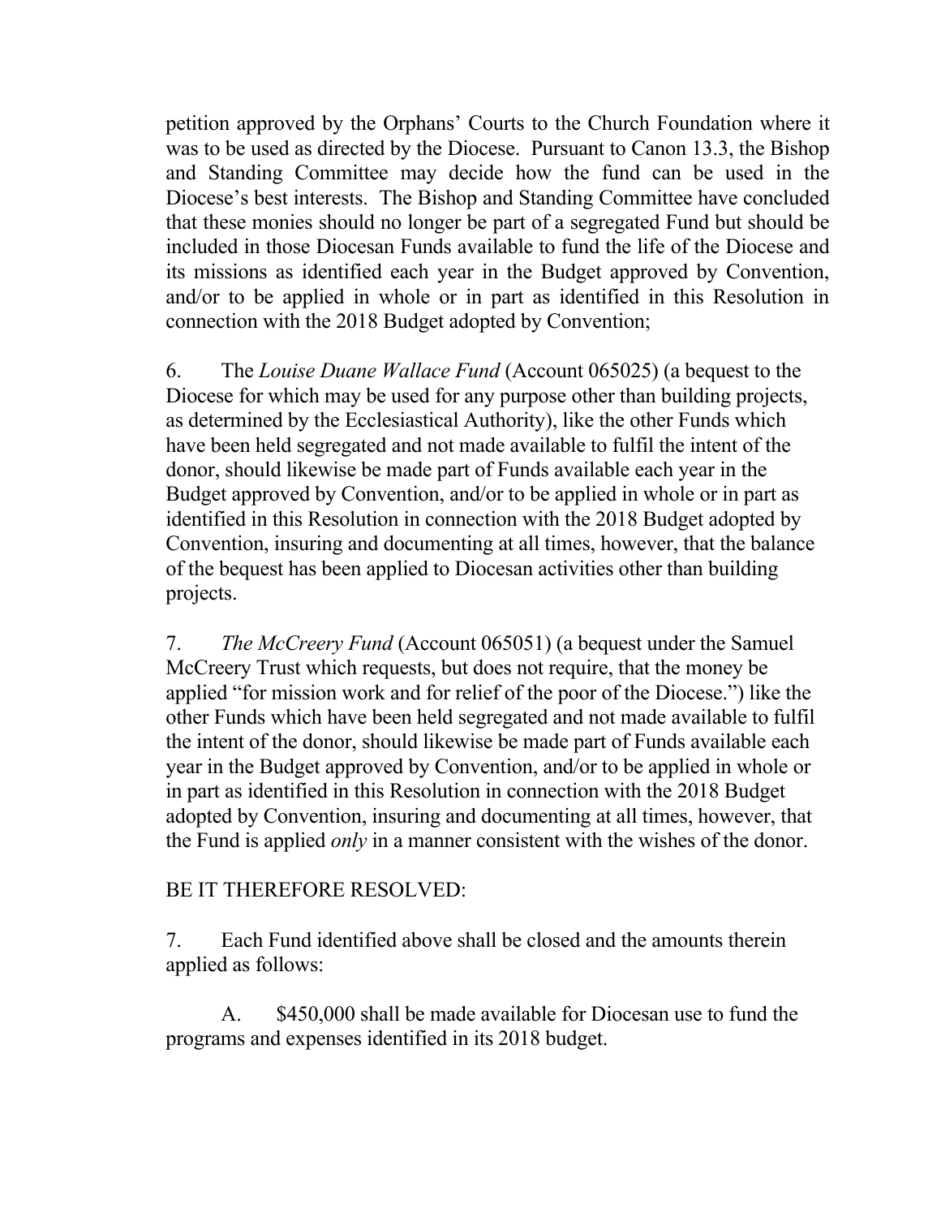petition approved by the Orphans' Courts to the Church Foundation where it was to be used as directed by the Diocese. Pursuant to Canon 13.3, the Bishop and Standing Committee may decide how the fund can be used in the Diocese's best interests. The Bishop and Standing Committee have concluded that these monies should no longer be part of a segregated Fund but should be included in those Diocesan Funds available to fund the life of the Diocese and its missions as identified each year in the Budget approved by Convention, and/or to be applied in whole or in part as identified in this Resolution in connection with the 2018 Budget adopted by Convention;

6. The *Louise Duane Wallace Fund* (Account 065025) (a bequest to the Diocese for which may be used for any purpose other than building projects, as determined by the Ecclesiastical Authority), like the other Funds which have been held segregated and not made available to fulfil the intent of the donor, should likewise be made part of Funds available each year in the Budget approved by Convention, and/or to be applied in whole or in part as identified in this Resolution in connection with the 2018 Budget adopted by Convention, insuring and documenting at all times, however, that the balance of the bequest has been applied to Diocesan activities other than building projects.

7. *The McCreery Fund* (Account 065051) (a bequest under the Samuel McCreery Trust which requests, but does not require, that the money be applied "for mission work and for relief of the poor of the Diocese.") like the other Funds which have been held segregated and not made available to fulfil the intent of the donor, should likewise be made part of Funds available each year in the Budget approved by Convention, and/or to be applied in whole or in part as identified in this Resolution in connection with the 2018 Budget adopted by Convention, insuring and documenting at all times, however, that the Fund is applied *only* in a manner consistent with the wishes of the donor.

BE IT THEREFORE RESOLVED:

7. Each Fund identified above shall be closed and the amounts therein applied as follows:

A. $450,000 shall be made available for Diocesan use to fund the programs and expenses identified in its 2018 budget.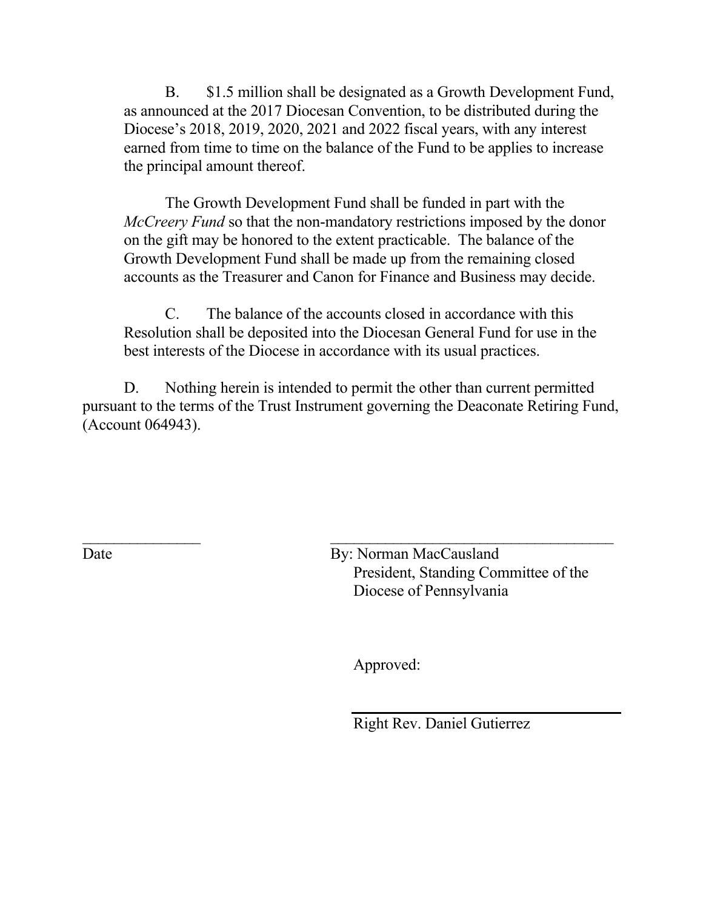B. $1.5 million shall be designated as a Growth Development Fund, as announced at the 2017 Diocesan Convention, to be distributed during the Diocese's 2018, 2019, 2020, 2021 and 2022 fiscal years, with any interest earned from time to time on the balance of the Fund to be applies to increase the principal amount thereof.

The Growth Development Fund shall be funded in part with the *McCreery Fund* so that the non-mandatory restrictions imposed by the donor on the gift may be honored to the extent practicable. The balance of the Growth Development Fund shall be made up from the remaining closed accounts as the Treasurer and Canon for Finance and Business may decide.

C. The balance of the accounts closed in accordance with this Resolution shall be deposited into the Diocesan General Fund for use in the best interests of the Diocese in accordance with its usual practices.

D. Nothing herein is intended to permit the other than current permitted pursuant to the terms of the Trust Instrument governing the Deaconate Retiring Fund, (Account 064943).

_______________

Date

_____________________________________

By: Norman MacCausland
President, Standing Committee of the
Diocese of Pennsylvania

Approved:

_____________________________________

Right Rev. Daniel Gutierrez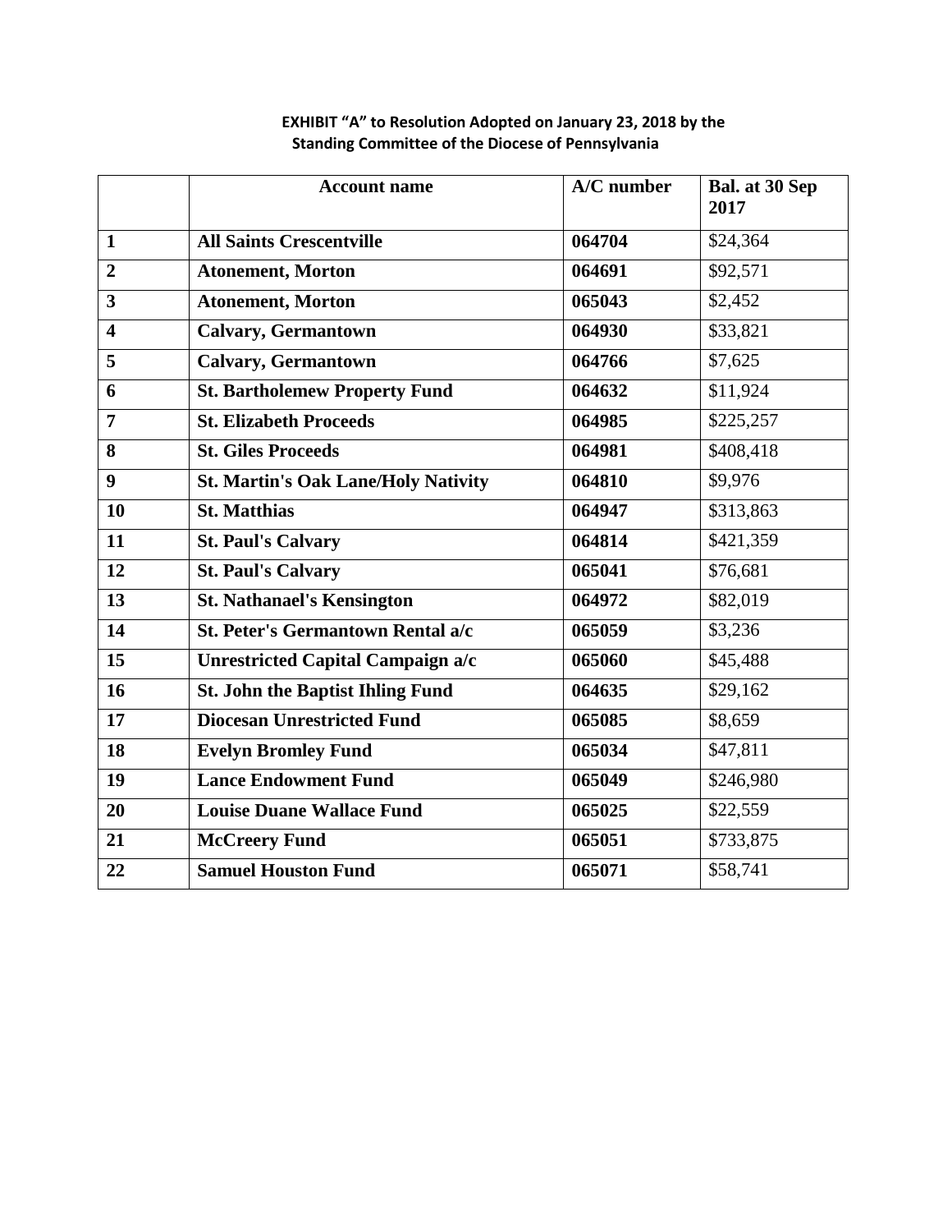**EXHIBIT "A" to Resolution Adopted on January 23, 2018 by the Standing Committee of the Diocese of Pennsylvania**

| | Account name | A/C number | Bal. at 30 Sep 2017 |
|---|---|---|---|
| **1** | **All Saints Crescentville** | **064704** | $24,364 |
| **2** | **Atonement, Morton** | **064691** | $92,571 |
| **3** | **Atonement, Morton** | **065043** | $2,452 |
| **4** | **Calvary, Germantown** | **064930** | $33,821 |
| **5** | **Calvary, Germantown** | **064766** | $7,625 |
| **6** | **St. Bartholemew Property Fund** | **064632** | $11,924 |
| **7** | **St. Elizabeth Proceeds** | **064985** | $225,257 |
| **8** | **St. Giles Proceeds** | **064981** | $408,418 |
| **9** | **St. Martin's Oak Lane/Holy Nativity** | **064810** | $9,976 |
| **10** | **St. Matthias** | **064947** | $313,863 |
| **11** | **St. Paul's Calvary** | **064814** | $421,359 |
| **12** | **St. Paul's Calvary** | **065041** | $76,681 |
| **13** | **St. Nathanael's Kensington** | **064972** | $82,019 |
| **14** | **St. Peter's Germantown Rental a/c** | **065059** | $3,236 |
| **15** | **Unrestricted Capital Campaign a/c** | **065060** | $45,488 |
| **16** | **St. John the Baptist Ihling Fund** | **064635** | $29,162 |
| **17** | **Diocesan Unrestricted Fund** | **065085** | $8,659 |
| **18** | **Evelyn Bromley Fund** | **065034** | $47,811 |
| **19** | **Lance Endowment Fund** | **065049** | $246,980 |
| **20** | **Louise Duane Wallace Fund** | **065025** | $22,559 |
| **21** | **McCreery Fund** | **065051** | $733,875 |
| **22** | **Samuel Houston Fund** | **065071** | $58,741 |